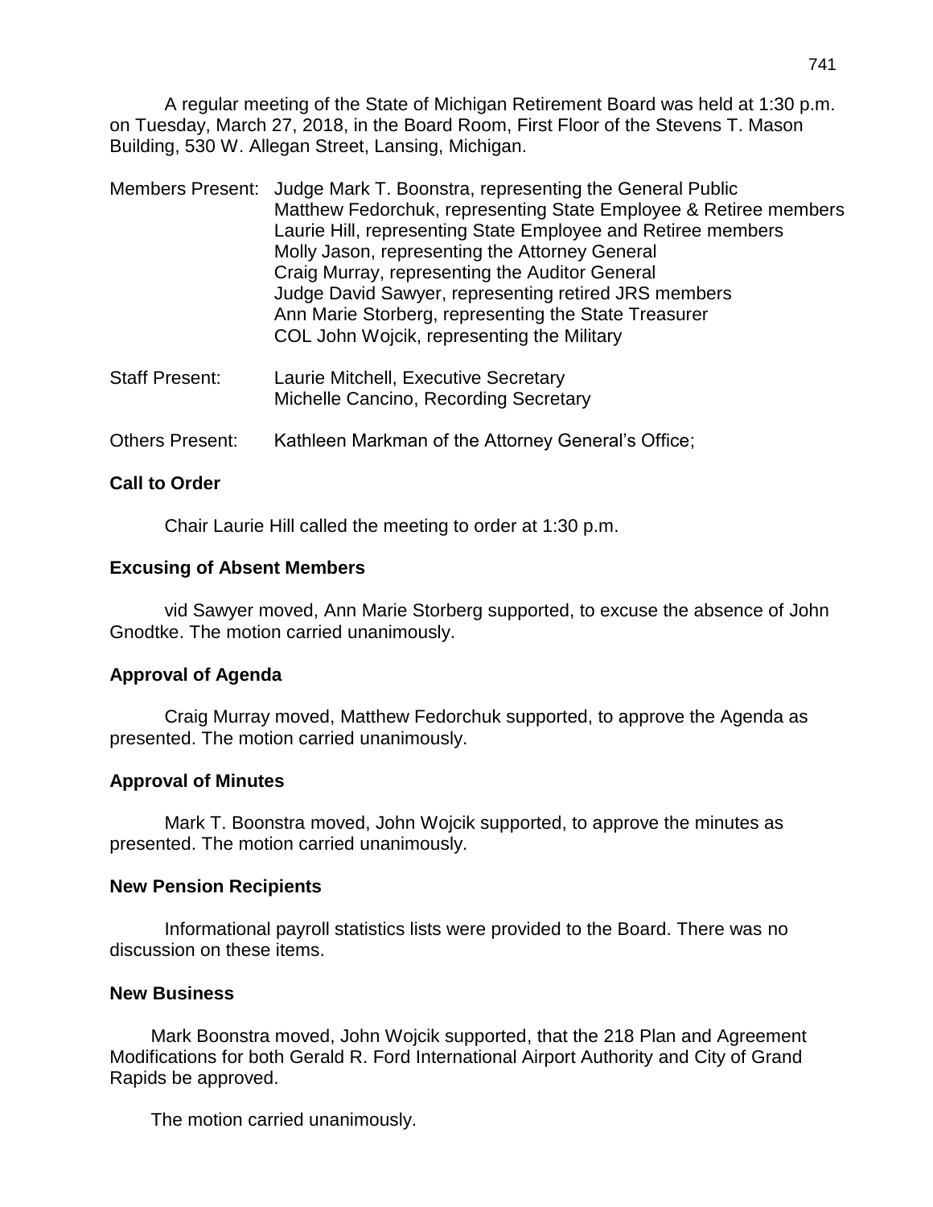A regular meeting of the State of Michigan Retirement Board was held at 1:30 p.m. on Tuesday, March 27, 2018, in the Board Room, First Floor of the Stevens T. Mason Building, 530 W. Allegan Street, Lansing, Michigan.

Members Present: Judge Mark T. Boonstra, representing the General Public
Matthew Fedorchuk, representing State Employee & Retiree members
Laurie Hill, representing State Employee and Retiree members
Molly Jason, representing the Attorney General
Craig Murray, representing the Auditor General
Judge David Sawyer, representing retired JRS members
Ann Marie Storberg, representing the State Treasurer
COL John Wojcik, representing the Military

Staff Present: Laurie Mitchell, Executive Secretary
Michelle Cancino, Recording Secretary

Others Present: Kathleen Markman of the Attorney General's Office;

**Call to Order**

Chair Laurie Hill called the meeting to order at 1:30 p.m.

**Excusing of Absent Members**

vid Sawyer moved, Ann Marie Storberg supported, to excuse the absence of John Gnodtke. The motion carried unanimously.

**Approval of Agenda**

Craig Murray moved, Matthew Fedorchuk supported, to approve the Agenda as presented. The motion carried unanimously.

**Approval of Minutes**

Mark T. Boonstra moved, John Wojcik supported, to approve the minutes as presented. The motion carried unanimously.

**New Pension Recipients**

Informational payroll statistics lists were provided to the Board. There was no discussion on these items.

**New Business**

Mark Boonstra moved, John Wojcik supported, that the 218 Plan and Agreement Modifications for both Gerald R. Ford International Airport Authority and City of Grand Rapids be approved.

The motion carried unanimously.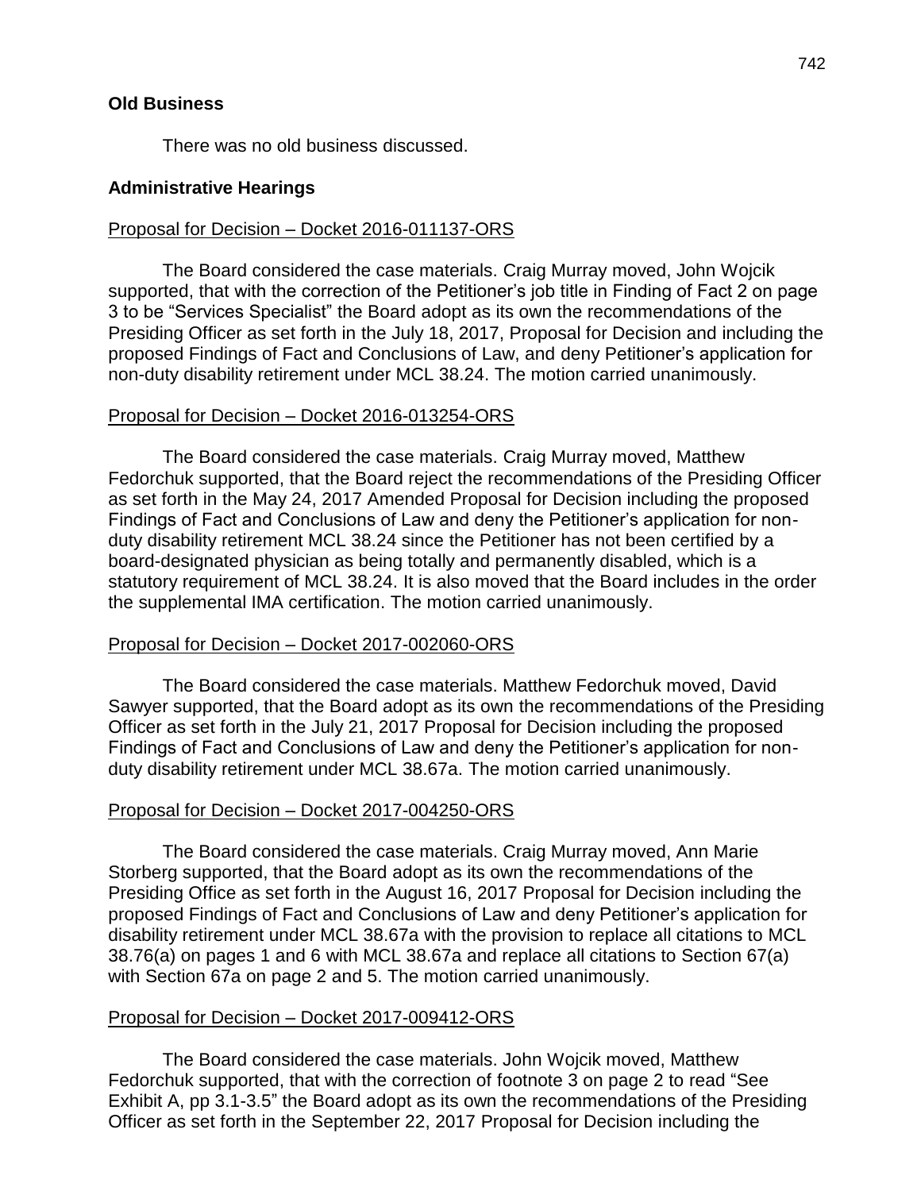## Old Business

There was no old business discussed.

## Administrative Hearings

Proposal for Decision – Docket 2016-011137-ORS

The Board considered the case materials. Craig Murray moved, John Wojcik supported, that with the correction of the Petitioner's job title in Finding of Fact 2 on page 3 to be "Services Specialist" the Board adopt as its own the recommendations of the Presiding Officer as set forth in the July 18, 2017, Proposal for Decision and including the proposed Findings of Fact and Conclusions of Law, and deny Petitioner's application for non-duty disability retirement under MCL 38.24. The motion carried unanimously.

Proposal for Decision – Docket 2016-013254-ORS

The Board considered the case materials. Craig Murray moved, Matthew Fedorchuk supported, that the Board reject the recommendations of the Presiding Officer as set forth in the May 24, 2017 Amended Proposal for Decision including the proposed Findings of Fact and Conclusions of Law and deny the Petitioner's application for non-duty disability retirement MCL 38.24 since the Petitioner has not been certified by a board-designated physician as being totally and permanently disabled, which is a statutory requirement of MCL 38.24. It is also moved that the Board includes in the order the supplemental IMA certification. The motion carried unanimously.

Proposal for Decision – Docket 2017-002060-ORS

The Board considered the case materials. Matthew Fedorchuk moved, David Sawyer supported, that the Board adopt as its own the recommendations of the Presiding Officer as set forth in the July 21, 2017 Proposal for Decision including the proposed Findings of Fact and Conclusions of Law and deny the Petitioner's application for non-duty disability retirement under MCL 38.67a. The motion carried unanimously.

Proposal for Decision – Docket 2017-004250-ORS

The Board considered the case materials. Craig Murray moved, Ann Marie Storberg supported, that the Board adopt as its own the recommendations of the Presiding Office as set forth in the August 16, 2017 Proposal for Decision including the proposed Findings of Fact and Conclusions of Law and deny Petitioner's application for disability retirement under MCL 38.67a with the provision to replace all citations to MCL 38.76(a) on pages 1 and 6 with MCL 38.67a and replace all citations to Section 67(a) with Section 67a on page 2 and 5. The motion carried unanimously.

Proposal for Decision – Docket 2017-009412-ORS

The Board considered the case materials. John Wojcik moved, Matthew Fedorchuk supported, that with the correction of footnote 3 on page 2 to read "See Exhibit A, pp 3.1-3.5" the Board adopt as its own the recommendations of the Presiding Officer as set forth in the September 22, 2017 Proposal for Decision including the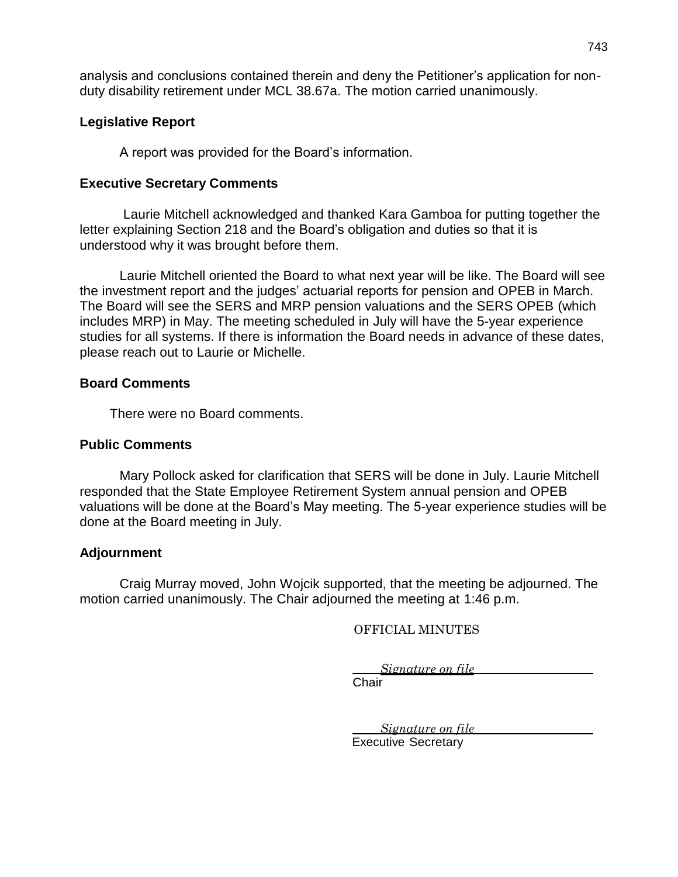analysis and conclusions contained therein and deny the Petitioner's application for non-duty disability retirement under MCL 38.67a. The motion carried unanimously.

**Legislative Report**

A report was provided for the Board's information.

**Executive Secretary Comments**

Laurie Mitchell acknowledged and thanked Kara Gamboa for putting together the letter explaining Section 218 and the Board's obligation and duties so that it is understood why it was brought before them.

Laurie Mitchell oriented the Board to what next year will be like. The Board will see the investment report and the judges' actuarial reports for pension and OPEB in March. The Board will see the SERS and MRP pension valuations and the SERS OPEB (which includes MRP) in May. The meeting scheduled in July will have the 5-year experience studies for all systems. If there is information the Board needs in advance of these dates, please reach out to Laurie or Michelle.

**Board Comments**

There were no Board comments.

**Public Comments**

Mary Pollock asked for clarification that SERS will be done in July. Laurie Mitchell responded that the State Employee Retirement System annual pension and OPEB valuations will be done at the Board's May meeting. The 5-year experience studies will be done at the Board meeting in July.

**Adjournment**

Craig Murray moved, John Wojcik supported, that the meeting be adjourned. The motion carried unanimously. The Chair adjourned the meeting at 1:46 p.m.

OFFICIAL MINUTES

*Signature on file*
Chair

*Signature on file*
Executive Secretary